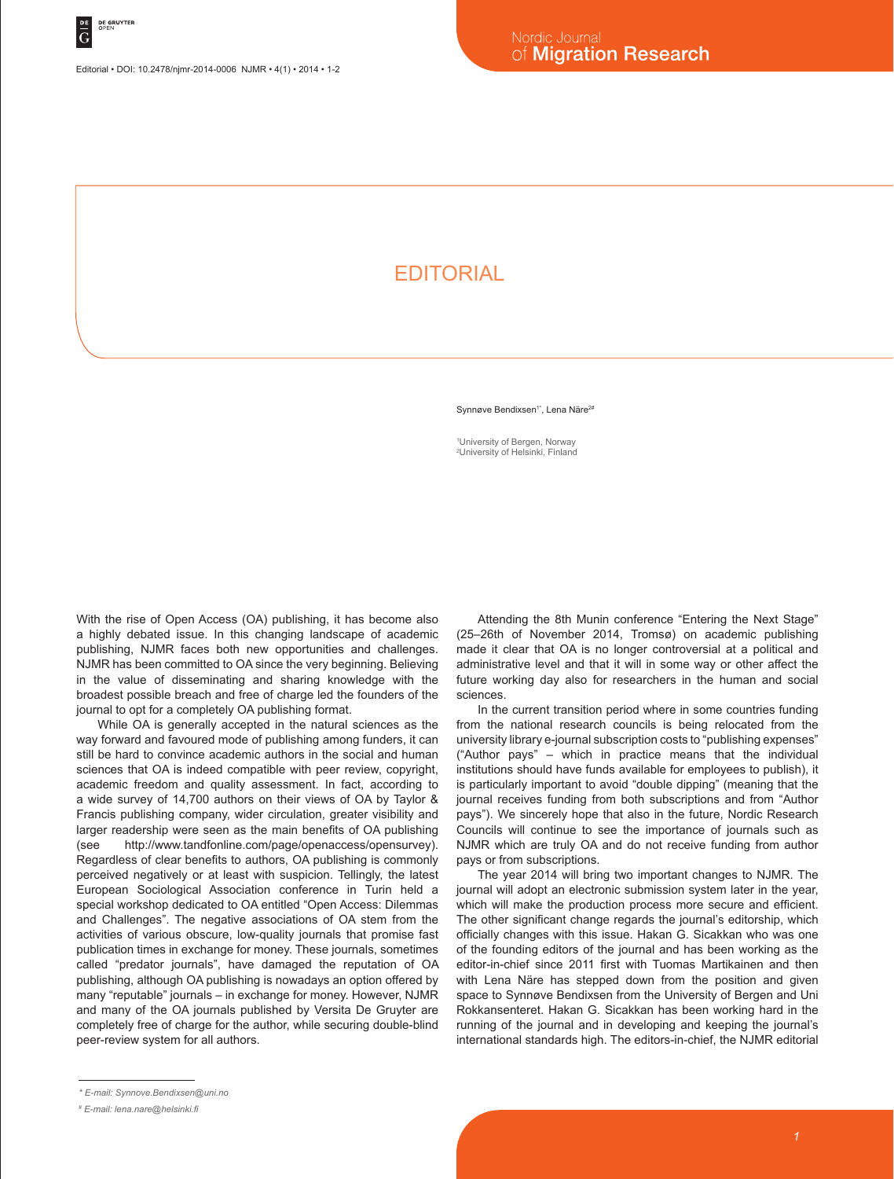# EDITORIAL

Synnøve Bendixsen[1*], Lena Näre[2#]

[1]University of Bergen, Norway
[2]University of Helsinki, Finland

With the rise of Open Access (OA) publishing, it has become also a highly debated issue. In this changing landscape of academic publishing, NJMR faces both new opportunities and challenges. NJMR has been committed to OA since the very beginning. Believing in the value of disseminating and sharing knowledge with the broadest possible breach and free of charge led the founders of the journal to opt for a completely OA publishing format.

While OA is generally accepted in the natural sciences as the way forward and favoured mode of publishing among funders, it can still be hard to convince academic authors in the social and human sciences that OA is indeed compatible with peer review, copyright, academic freedom and quality assessment. In fact, according to a wide survey of 14,700 authors on their views of OA by Taylor & Francis publishing company, wider circulation, greater visibility and larger readership were seen as the main benefits of OA publishing (see http://www.tandfonline.com/page/openaccess/opensurvey). Regardless of clear benefits to authors, OA publishing is commonly perceived negatively or at least with suspicion. Tellingly, the latest European Sociological Association conference in Turin held a special workshop dedicated to OA entitled "Open Access: Dilemmas and Challenges". The negative associations of OA stem from the activities of various obscure, low-quality journals that promise fast publication times in exchange for money. These journals, sometimes called "predator journals", have damaged the reputation of OA publishing, although OA publishing is nowadays an option offered by many "reputable" journals – in exchange for money. However, NJMR and many of the OA journals published by Versita De Gruyter are completely free of charge for the author, while securing double-blind peer-review system for all authors.

Attending the 8th Munin conference "Entering the Next Stage" (25–26th of November 2014, Tromsø) on academic publishing made it clear that OA is no longer controversial at a political and administrative level and that it will in some way or other affect the future working day also for researchers in the human and social sciences.

In the current transition period where in some countries funding from the national research councils is being relocated from the university library e-journal subscription costs to "publishing expenses" ("Author pays" – which in practice means that the individual institutions should have funds available for employees to publish), it is particularly important to avoid "double dipping" (meaning that the journal receives funding from both subscriptions and from "Author pays"). We sincerely hope that also in the future, Nordic Research Councils will continue to see the importance of journals such as NJMR which are truly OA and do not receive funding from author pays or from subscriptions.

The year 2014 will bring two important changes to NJMR. The journal will adopt an electronic submission system later in the year, which will make the production process more secure and efficient. The other significant change regards the journal's editorship, which officially changes with this issue. Hakan G. Sicakkan who was one of the founding editors of the journal and has been working as the editor-in-chief since 2011 first with Tuomas Martikainen and then with Lena Näre has stepped down from the position and given space to Synnøve Bendixsen from the University of Bergen and Uni Rokkansenteret. Hakan G. Sicakkan has been working hard in the running of the journal and in developing and keeping the journal's international standards high. The editors-in-chief, the NJMR editorial

\* E-mail: Synnove.Bendixsen@uni.no

\# E-mail: lena.nare@helsinki.fi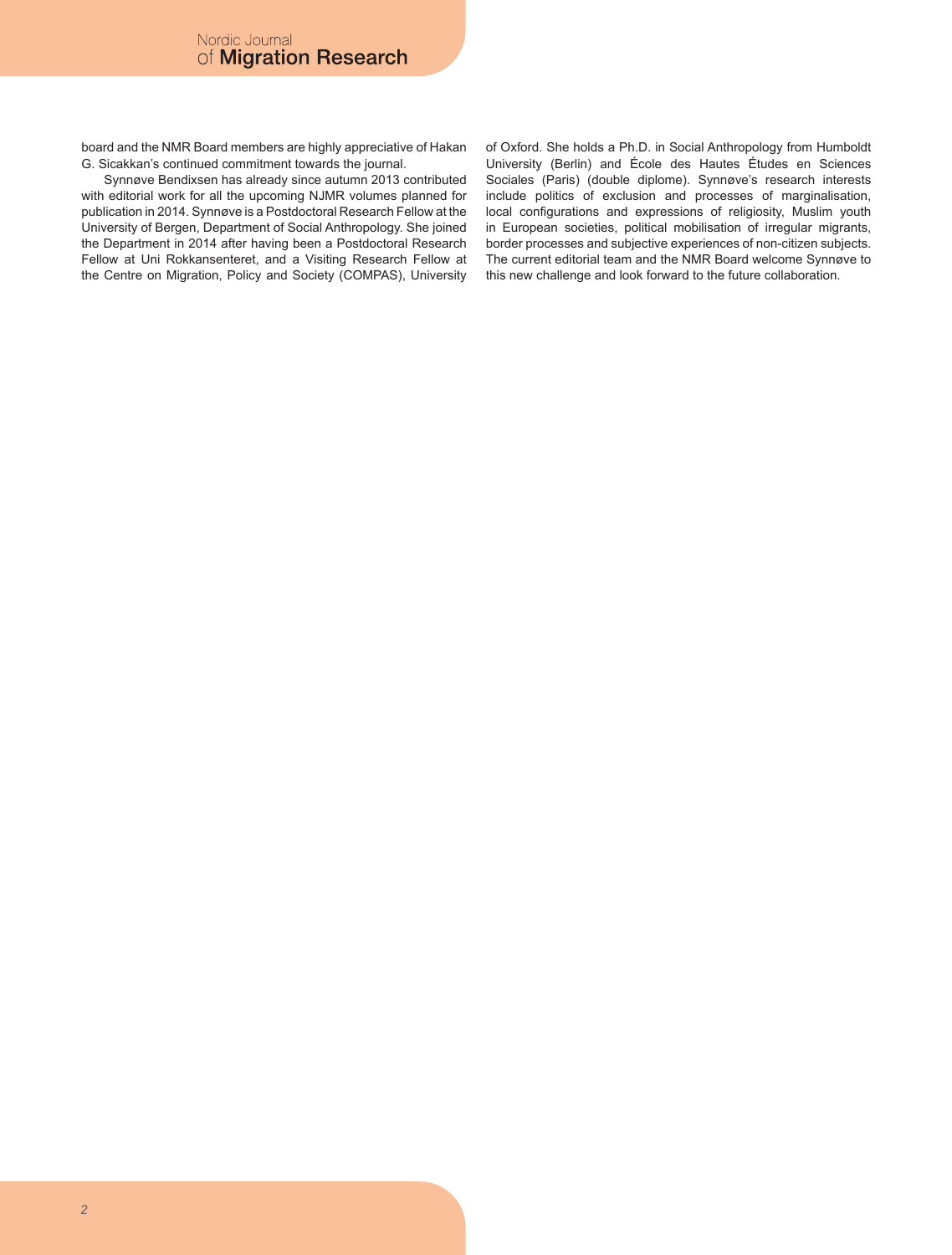board and the NMR Board members are highly appreciative of Hakan G. Sicakkan's continued commitment towards the journal.

Synnøve Bendixsen has already since autumn 2013 contributed with editorial work for all the upcoming NJMR volumes planned for publication in 2014. Synnøve is a Postdoctoral Research Fellow at the University of Bergen, Department of Social Anthropology. She joined the Department in 2014 after having been a Postdoctoral Research Fellow at Uni Rokkansenteret, and a Visiting Research Fellow at the Centre on Migration, Policy and Society (COMPAS), University of Oxford. She holds a Ph.D. in Social Anthropology from Humboldt University (Berlin) and École des Hautes Études en Sciences Sociales (Paris) (double diplome). Synnøve's research interests include politics of exclusion and processes of marginalisation, local configurations and expressions of religiosity, Muslim youth in European societies, political mobilisation of irregular migrants, border processes and subjective experiences of non-citizen subjects. The current editorial team and the NMR Board welcome Synnøve to this new challenge and look forward to the future collaboration.